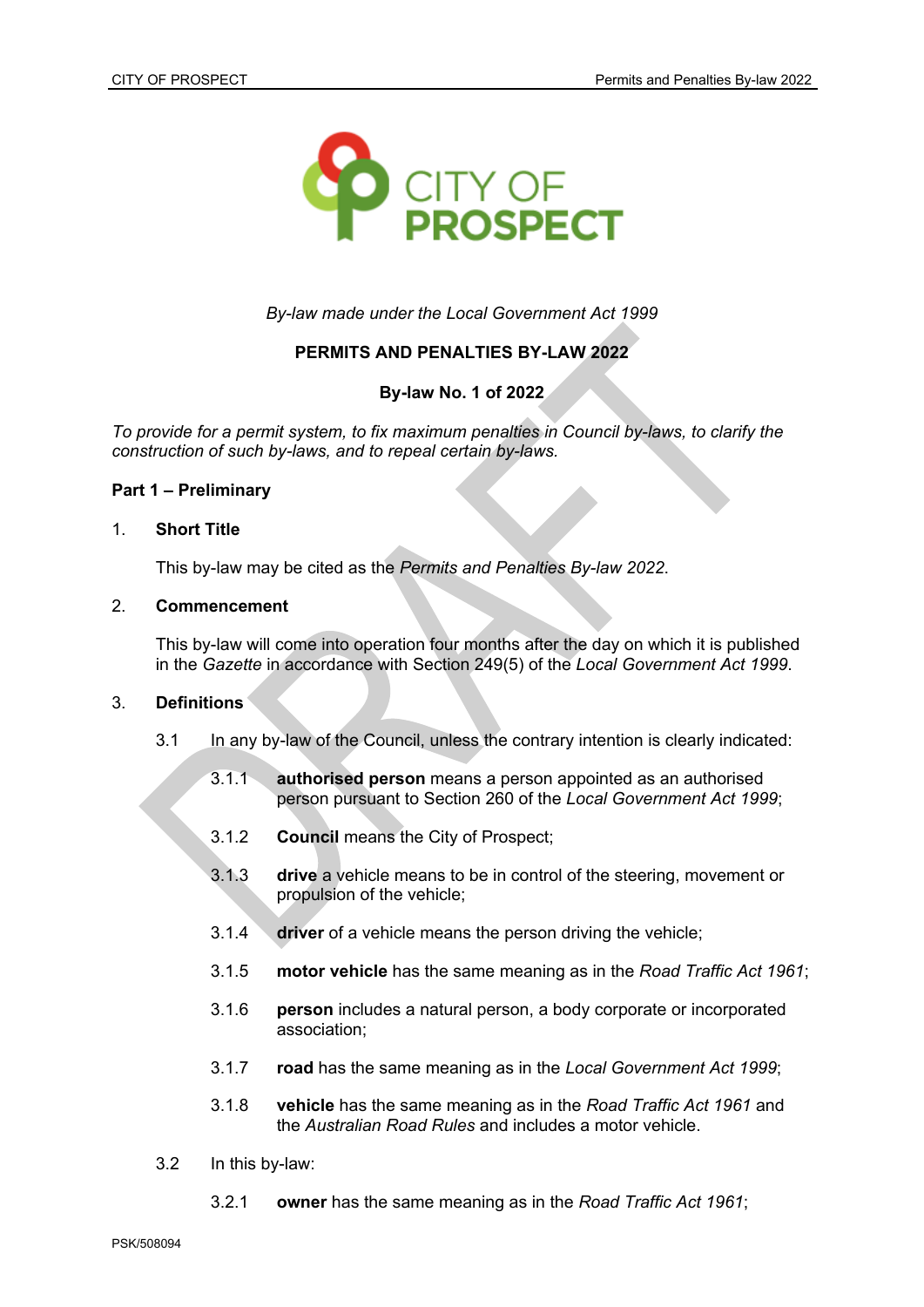*By-law made under the Local Government Act 1999*

**PERMITS AND PENALTIES BY-LAW 2022**

**By-law No. 1 of 2022**

*To provide for a permit system, to fix maximum penalties in Council by-laws, to clarify the construction of such by-laws, and to repeal certain by-laws.*

## Part 1 – Preliminary

### 1. Short Title

This by-law may be cited as the *Permits and Penalties By-law 2022*.

### 2. Commencement

This by-law will come into operation four months after the day on which it is published in the *Gazette* in accordance with Section 249(5) of the *Local Government Act 1999*.

### 3. Definitions

3.1 In any by-law of the Council, unless the contrary intention is clearly indicated:

3.1.1 **authorised person** means a person appointed as an authorised person pursuant to Section 260 of the *Local Government Act 1999*;

3.1.2 **Council** means the City of Prospect;

3.1.3 **drive** a vehicle means to be in control of the steering, movement or propulsion of the vehicle;

3.1.4 **driver** of a vehicle means the person driving the vehicle;

3.1.5 **motor vehicle** has the same meaning as in the *Road Traffic Act 1961*;

3.1.6 **person** includes a natural person, a body corporate or incorporated association;

3.1.7 **road** has the same meaning as in the *Local Government Act 1999*;

3.1.8 **vehicle** has the same meaning as in the *Road Traffic Act 1961* and the *Australian Road Rules* and includes a motor vehicle.

3.2 In this by-law:

3.2.1 **owner** has the same meaning as in the *Road Traffic Act 1961*;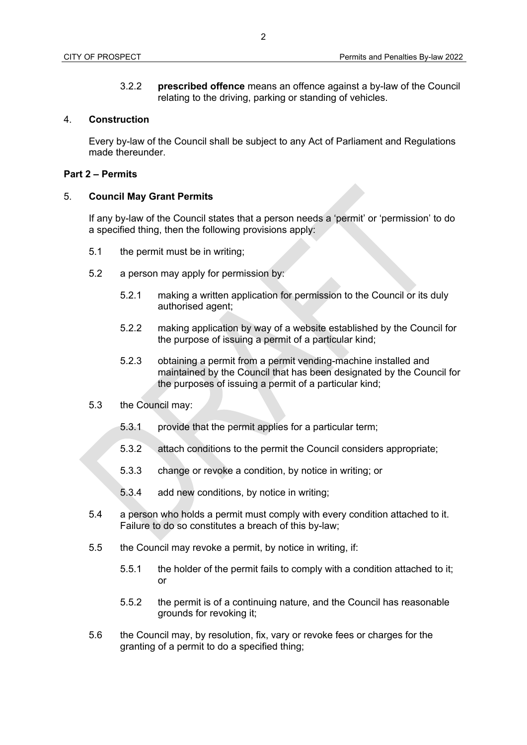3.2.2 **prescribed offence** means an offence against a by-law of the Council relating to the driving, parking or standing of vehicles.

## 4. Construction

Every by-law of the Council shall be subject to any Act of Parliament and Regulations made thereunder.

## Part 2 – Permits

## 5. Council May Grant Permits

If any by-law of the Council states that a person needs a 'permit' or 'permission' to do a specified thing, then the following provisions apply:

5.1 the permit must be in writing;

5.2 a person may apply for permission by:

5.2.1 making a written application for permission to the Council or its duly authorised agent;

5.2.2 making application by way of a website established by the Council for the purpose of issuing a permit of a particular kind;

5.2.3 obtaining a permit from a permit vending-machine installed and maintained by the Council that has been designated by the Council for the purposes of issuing a permit of a particular kind;

5.3 the Council may:

5.3.1 provide that the permit applies for a particular term;

5.3.2 attach conditions to the permit the Council considers appropriate;

5.3.3 change or revoke a condition, by notice in writing; or

5.3.4 add new conditions, by notice in writing;

5.4 a person who holds a permit must comply with every condition attached to it. Failure to do so constitutes a breach of this by-law;

5.5 the Council may revoke a permit, by notice in writing, if:

5.5.1 the holder of the permit fails to comply with a condition attached to it; or

5.5.2 the permit is of a continuing nature, and the Council has reasonable grounds for revoking it;

5.6 the Council may, by resolution, fix, vary or revoke fees or charges for the granting of a permit to do a specified thing;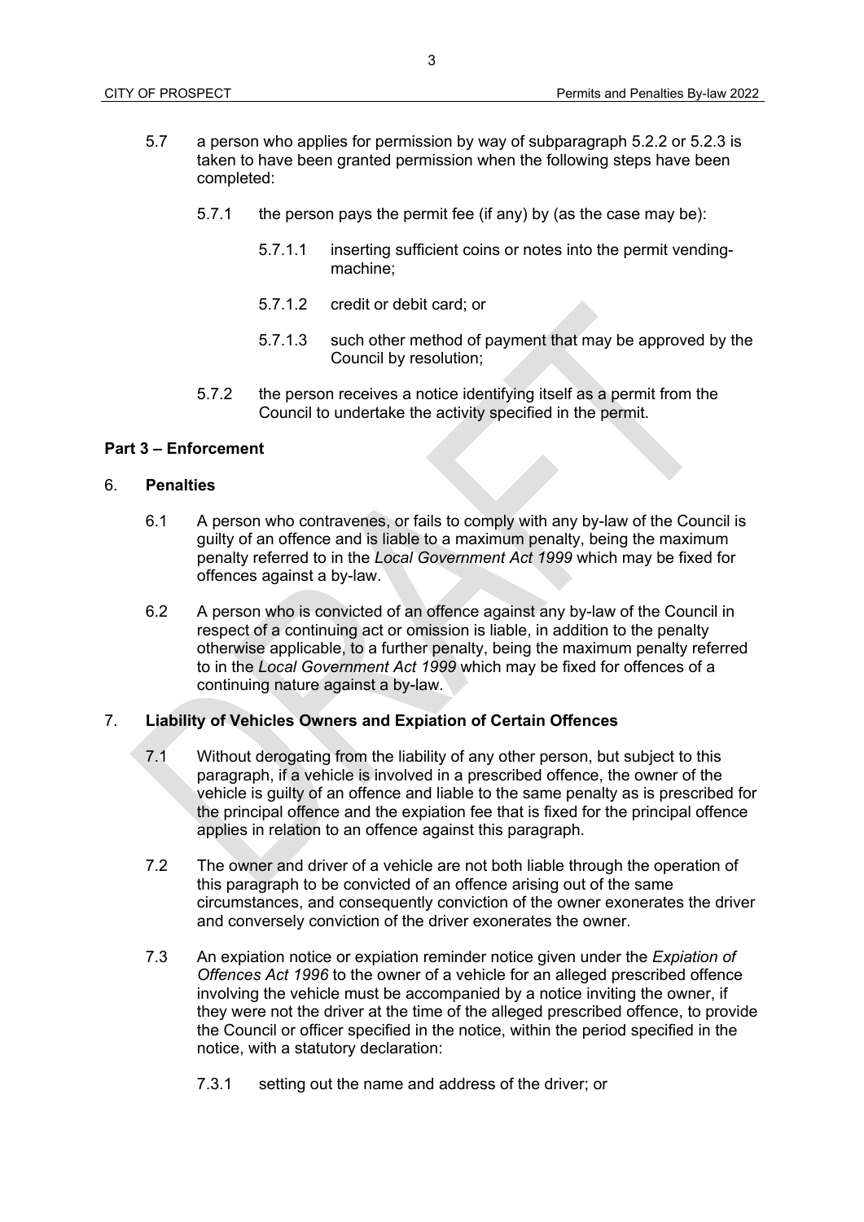5.7 a person who applies for permission by way of subparagraph 5.2.2 or 5.2.3 is taken to have been granted permission when the following steps have been completed:

5.7.1 the person pays the permit fee (if any) by (as the case may be):

5.7.1.1 inserting sufficient coins or notes into the permit vending-machine;

5.7.1.2 credit or debit card; or

5.7.1.3 such other method of payment that may be approved by the Council by resolution;

5.7.2 the person receives a notice identifying itself as a permit from the Council to undertake the activity specified in the permit.

## Part 3 – Enforcement

### 6. Penalties

6.1 A person who contravenes, or fails to comply with any by-law of the Council is guilty of an offence and is liable to a maximum penalty, being the maximum penalty referred to in the *Local Government Act 1999* which may be fixed for offences against a by-law.

6.2 A person who is convicted of an offence against any by-law of the Council in respect of a continuing act or omission is liable, in addition to the penalty otherwise applicable, to a further penalty, being the maximum penalty referred to in the *Local Government Act 1999* which may be fixed for offences of a continuing nature against a by-law.

### 7. Liability of Vehicles Owners and Expiation of Certain Offences

7.1 Without derogating from the liability of any other person, but subject to this paragraph, if a vehicle is involved in a prescribed offence, the owner of the vehicle is guilty of an offence and liable to the same penalty as is prescribed for the principal offence and the expiation fee that is fixed for the principal offence applies in relation to an offence against this paragraph.

7.2 The owner and driver of a vehicle are not both liable through the operation of this paragraph to be convicted of an offence arising out of the same circumstances, and consequently conviction of the owner exonerates the driver and conversely conviction of the driver exonerates the owner.

7.3 An expiation notice or expiation reminder notice given under the *Expiation of Offences Act 1996* to the owner of a vehicle for an alleged prescribed offence involving the vehicle must be accompanied by a notice inviting the owner, if they were not the driver at the time of the alleged prescribed offence, to provide the Council or officer specified in the notice, within the period specified in the notice, with a statutory declaration:

7.3.1 setting out the name and address of the driver; or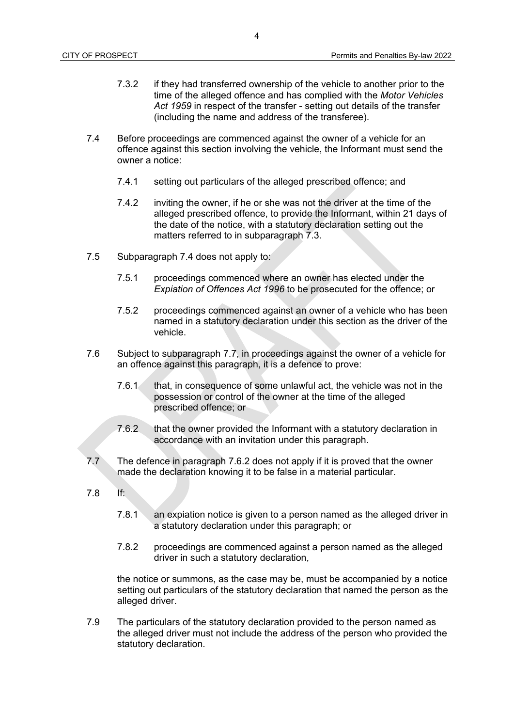7.3.2 if they had transferred ownership of the vehicle to another prior to the time of the alleged offence and has complied with the *Motor Vehicles Act 1959* in respect of the transfer - setting out details of the transfer (including the name and address of the transferee).

7.4 Before proceedings are commenced against the owner of a vehicle for an offence against this section involving the vehicle, the Informant must send the owner a notice:

7.4.1 setting out particulars of the alleged prescribed offence; and

7.4.2 inviting the owner, if he or she was not the driver at the time of the alleged prescribed offence, to provide the Informant, within 21 days of the date of the notice, with a statutory declaration setting out the matters referred to in subparagraph 7.3.

7.5 Subparagraph 7.4 does not apply to:

7.5.1 proceedings commenced where an owner has elected under the *Expiation of Offences Act 1996* to be prosecuted for the offence; or

7.5.2 proceedings commenced against an owner of a vehicle who has been named in a statutory declaration under this section as the driver of the vehicle.

7.6 Subject to subparagraph 7.7, in proceedings against the owner of a vehicle for an offence against this paragraph, it is a defence to prove:

7.6.1 that, in consequence of some unlawful act, the vehicle was not in the possession or control of the owner at the time of the alleged prescribed offence; or

7.6.2 that the owner provided the Informant with a statutory declaration in accordance with an invitation under this paragraph.

7.7 The defence in paragraph 7.6.2 does not apply if it is proved that the owner made the declaration knowing it to be false in a material particular.

7.8 If:

7.8.1 an expiation notice is given to a person named as the alleged driver in a statutory declaration under this paragraph; or

7.8.2 proceedings are commenced against a person named as the alleged driver in such a statutory declaration,

the notice or summons, as the case may be, must be accompanied by a notice setting out particulars of the statutory declaration that named the person as the alleged driver.

7.9 The particulars of the statutory declaration provided to the person named as the alleged driver must not include the address of the person who provided the statutory declaration.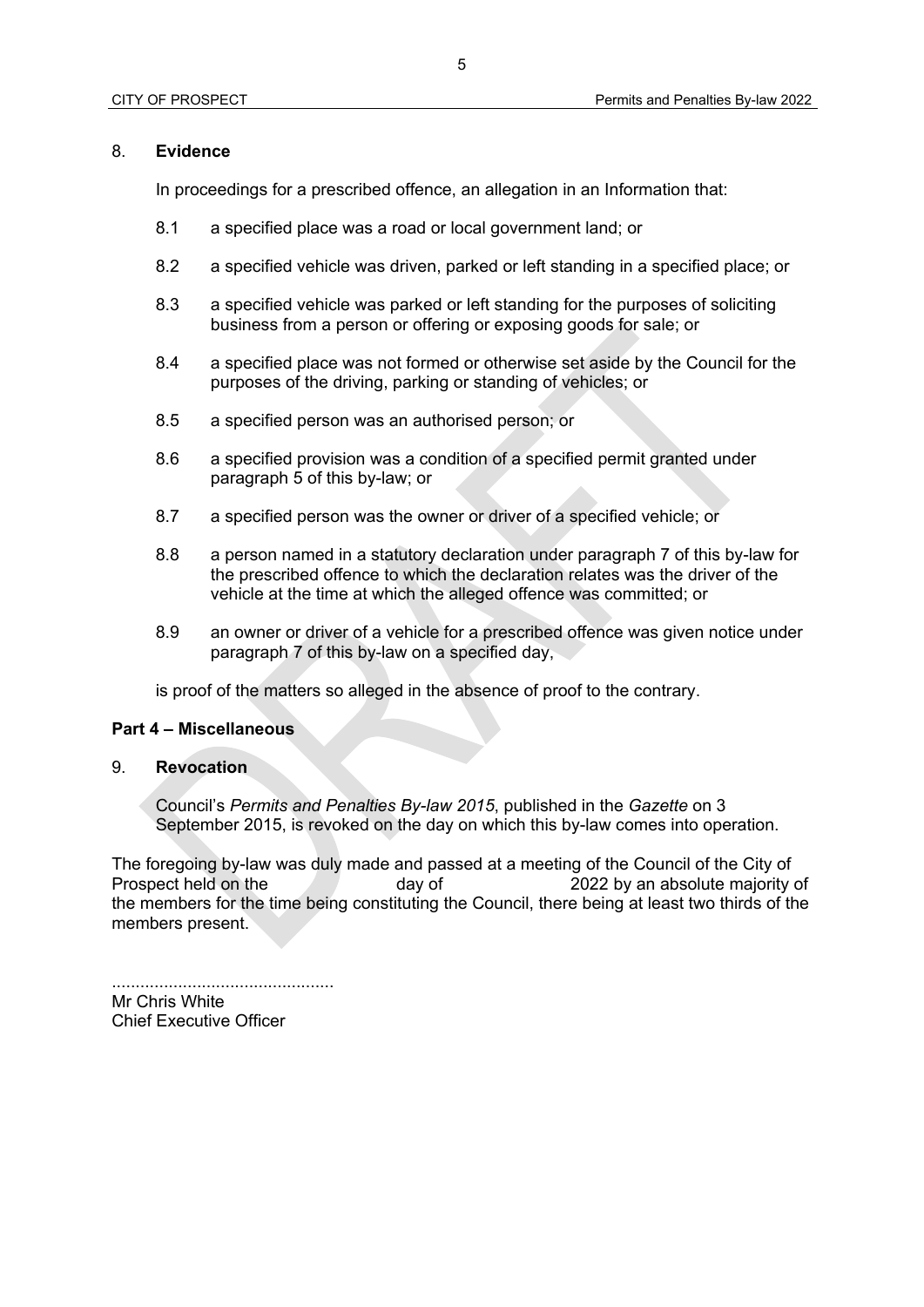## 8. Evidence

In proceedings for a prescribed offence, an allegation in an Information that:

8.1 a specified place was a road or local government land; or

8.2 a specified vehicle was driven, parked or left standing in a specified place; or

8.3 a specified vehicle was parked or left standing for the purposes of soliciting business from a person or offering or exposing goods for sale; or

8.4 a specified place was not formed or otherwise set aside by the Council for the purposes of the driving, parking or standing of vehicles; or

8.5 a specified person was an authorised person; or

8.6 a specified provision was a condition of a specified permit granted under paragraph 5 of this by-law; or

8.7 a specified person was the owner or driver of a specified vehicle; or

8.8 a person named in a statutory declaration under paragraph 7 of this by-law for the prescribed offence to which the declaration relates was the driver of the vehicle at the time at which the alleged offence was committed; or

8.9 an owner or driver of a vehicle for a prescribed offence was given notice under paragraph 7 of this by-law on a specified day,

is proof of the matters so alleged in the absence of proof to the contrary.

# Part 4 – Miscellaneous

## 9. Revocation

Council's *Permits and Penalties By-law 2015*, published in the *Gazette* on 3 September 2015, is revoked on the day on which this by-law comes into operation.

The foregoing by-law was duly made and passed at a meeting of the Council of the City of Prospect held on the day of 2022 by an absolute majority of the members for the time being constituting the Council, there being at least two thirds of the members present.

..............................................
Mr Chris White
Chief Executive Officer